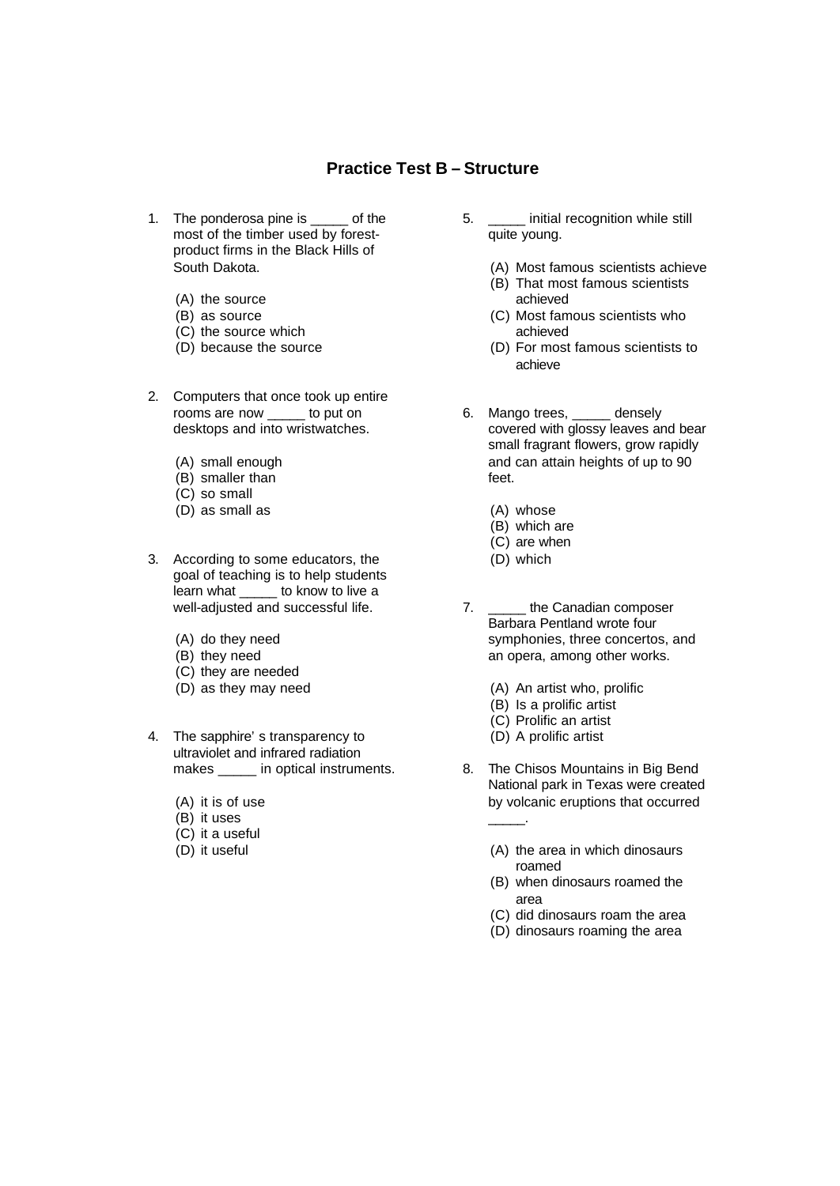## Practice Test B – Structure

1. The ponderosa pine is _____ of the most of the timber used by forest-product firms in the Black Hills of South Dakota.

   (A) the source
   (B) as source
   (C) the source which
   (D) because the source

2. Computers that once took up entire rooms are now _____ to put on desktops and into wristwatches.

   (A) small enough
   (B) smaller than
   (C) so small
   (D) as small as

3. According to some educators, the goal of teaching is to help students learn what _____ to know to live a well-adjusted and successful life.

   (A) do they need
   (B) they need
   (C) they are needed
   (D) as they may need

4. The sapphire' s transparency to ultraviolet and infrared radiation makes _____ in optical instruments.

   (A) it is of use
   (B) it uses
   (C) it a useful
   (D) it useful

5. _____ initial recognition while still quite young.

   (A) Most famous scientists achieve
   (B) That most famous scientists achieved
   (C) Most famous scientists who achieved
   (D) For most famous scientists to achieve

6. Mango trees, _____ densely covered with glossy leaves and bear small fragrant flowers, grow rapidly and can attain heights of up to 90 feet.

   (A) whose
   (B) which are
   (C) are when
   (D) which

7. _____ the Canadian composer Barbara Pentland wrote four symphonies, three concertos, and an opera, among other works.

   (A) An artist who, prolific
   (B) Is a prolific artist
   (C) Prolific an artist
   (D) A prolific artist

8. The Chisos Mountains in Big Bend National park in Texas were created by volcanic eruptions that occurred _____.

   (A) the area in which dinosaurs roamed
   (B) when dinosaurs roamed the area
   (C) did dinosaurs roam the area
   (D) dinosaurs roaming the area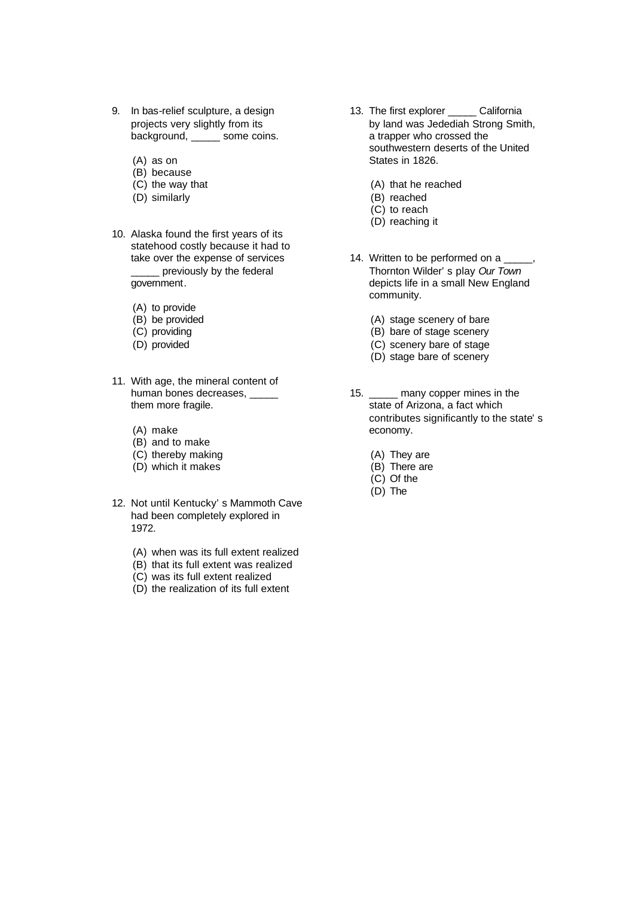9. In bas-relief sculpture, a design projects very slightly from its background, _____ some coins.

   (A) as on
   (B) because
   (C) the way that
   (D) similarly

10. Alaska found the first years of its statehood costly because it had to take over the expense of services _____ previously by the federal government.

    (A) to provide
    (B) be provided
    (C) providing
    (D) provided

11. With age, the mineral content of human bones decreases, _____ them more fragile.

    (A) make
    (B) and to make
    (C) thereby making
    (D) which it makes

12. Not until Kentucky' s Mammoth Cave had been completely explored in 1972.

    (A) when was its full extent realized
    (B) that its full extent was realized
    (C) was its full extent realized
    (D) the realization of its full extent

13. The first explorer _____ California by land was Jedediah Strong Smith, a trapper who crossed the southwestern deserts of the United States in 1826.

    (A) that he reached
    (B) reached
    (C) to reach
    (D) reaching it

14. Written to be performed on a _____, Thornton Wilder' s play *Our Town* depicts life in a small New England community.

    (A) stage scenery of bare
    (B) bare of stage scenery
    (C) scenery bare of stage
    (D) stage bare of scenery

15. _____ many copper mines in the state of Arizona, a fact which contributes significantly to the state' s economy.

    (A) They are
    (B) There are
    (C) Of the
    (D) The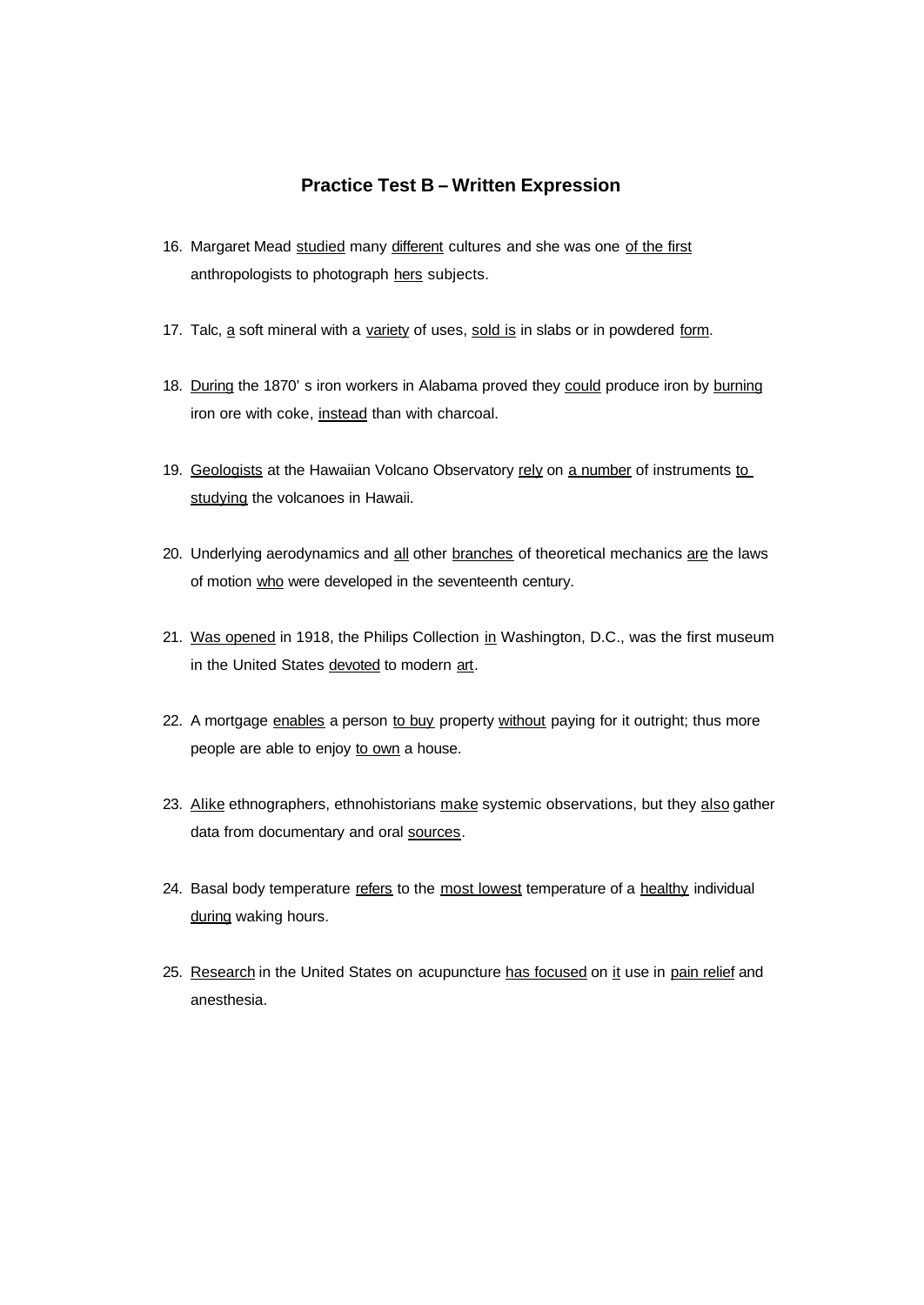## Practice Test B – Written Expression

16. Margaret Mead <u>studied</u> many <u>different</u> cultures and she was one <u>of the first</u> anthropologists to photograph <u>hers</u> subjects.

17. Talc, <u>a</u> soft mineral with a <u>variety</u> of uses, <u>sold is</u> in slabs or in powdered <u>form</u>.

18. <u>During</u> the 1870' s iron workers in Alabama proved they <u>could</u> produce iron by <u>burning</u> iron ore with coke, <u>instead</u> than with charcoal.

19. <u>Geologists</u> at the Hawaiian Volcano Observatory <u>rely</u> on <u>a number</u> of instruments <u>to studying</u> the volcanoes in Hawaii.

20. Underlying aerodynamics and <u>all</u> other <u>branches</u> of theoretical mechanics <u>are</u> the laws of motion <u>who</u> were developed in the seventeenth century.

21. <u>Was opened</u> in 1918, the Philips Collection <u>in</u> Washington, D.C., was the first museum in the United States <u>devoted</u> to modern <u>art</u>.

22. A mortgage <u>enables</u> a person <u>to buy</u> property <u>without</u> paying for it outright; thus more people are able to enjoy <u>to own</u> a house.

23. <u>Alike</u> ethnographers, ethnohistorians <u>make</u> systemic observations, but they <u>also</u> gather data from documentary and oral <u>sources</u>.

24. Basal body temperature <u>refers</u> to the <u>most lowest</u> temperature of a <u>healthy</u> individual <u>during</u> waking hours.

25. <u>Research</u> in the United States on acupuncture <u>has focused</u> on <u>it</u> use in <u>pain relief</u> and anesthesia.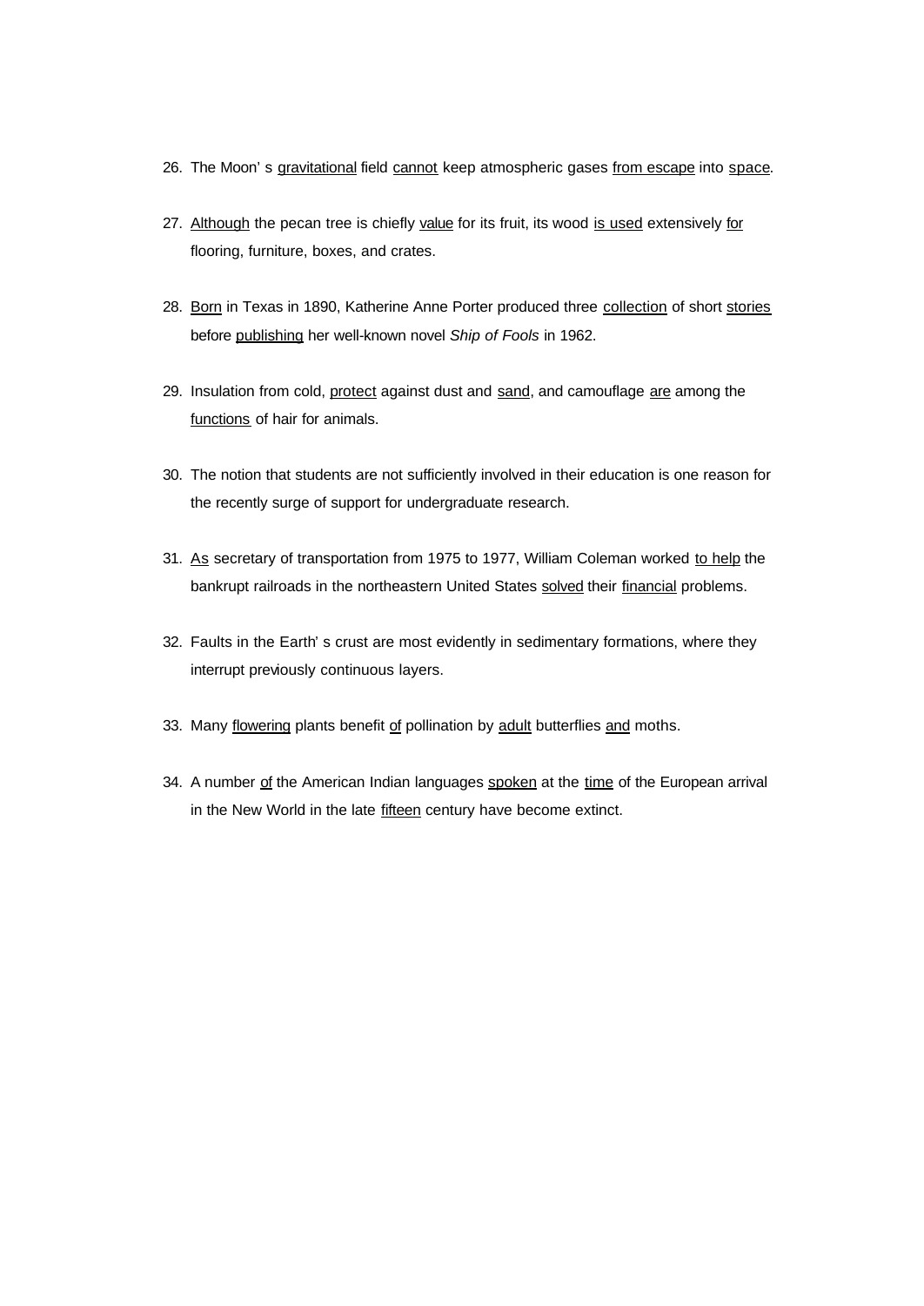26. The Moon' s <u>gravitational</u> field <u>cannot</u> keep atmospheric gases <u>from escape</u> into <u>space</u>.

27. <u>Although</u> the pecan tree is chiefly <u>value</u> for its fruit, its wood <u>is used</u> extensively <u>for</u> flooring, furniture, boxes, and crates.

28. <u>Born</u> in Texas in 1890, Katherine Anne Porter produced three <u>collection</u> of short <u>stories</u> before <u>publishing</u> her well-known novel *Ship of Fools* in 1962.

29. Insulation from cold, <u>protect</u> against dust and <u>sand</u>, and camouflage <u>are</u> among the <u>functions</u> of hair for animals.

30. The notion that students are not sufficiently involved in their education is one reason for the recently surge of support for undergraduate research.

31. <u>As</u> secretary of transportation from 1975 to 1977, William Coleman worked <u>to help</u> the bankrupt railroads in the northeastern United States <u>solved</u> their <u>financial</u> problems.

32. Faults in the Earth' s crust are most evidently in sedimentary formations, where they interrupt previously continuous layers.

33. Many <u>flowering</u> plants benefit <u>of</u> pollination by <u>adult</u> butterflies <u>and</u> moths.

34. A number <u>of</u> the American Indian languages <u>spoken</u> at the <u>time</u> of the European arrival in the New World in the late <u>fifteen</u> century have become extinct.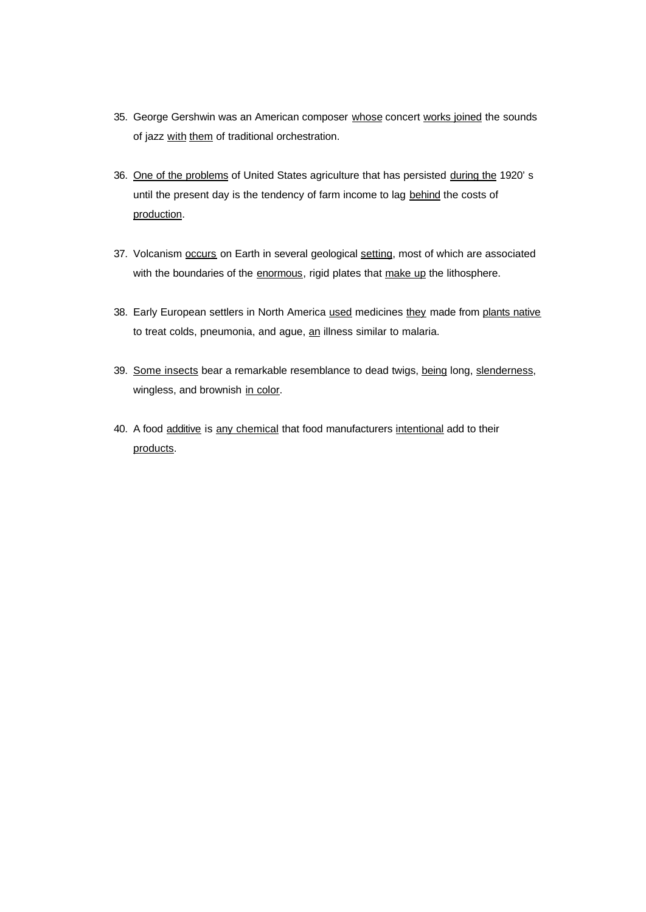35. George Gershwin was an American composer <u>whose</u> concert <u>works joined</u> the sounds of jazz <u>with</u> <u>them</u> of traditional orchestration.

36. <u>One of the problems</u> of United States agriculture that has persisted <u>during the</u> 1920' s until the present day is the tendency of farm income to lag <u>behind</u> the costs of <u>production</u>.

37. Volcanism <u>occurs</u> on Earth in several geological <u>setting</u>, most of which are associated with the boundaries of the <u>enormous</u>, rigid plates that <u>make up</u> the lithosphere.

38. Early European settlers in North America <u>used</u> medicines <u>they</u> made from <u>plants native</u> to treat colds, pneumonia, and ague, <u>an</u> illness similar to malaria.

39. <u>Some insects</u> bear a remarkable resemblance to dead twigs, <u>being</u> long, <u>slenderness</u>, wingless, and brownish <u>in color</u>.

40. A food <u>additive</u> is <u>any chemical</u> that food manufacturers <u>intentional</u> add to their <u>products</u>.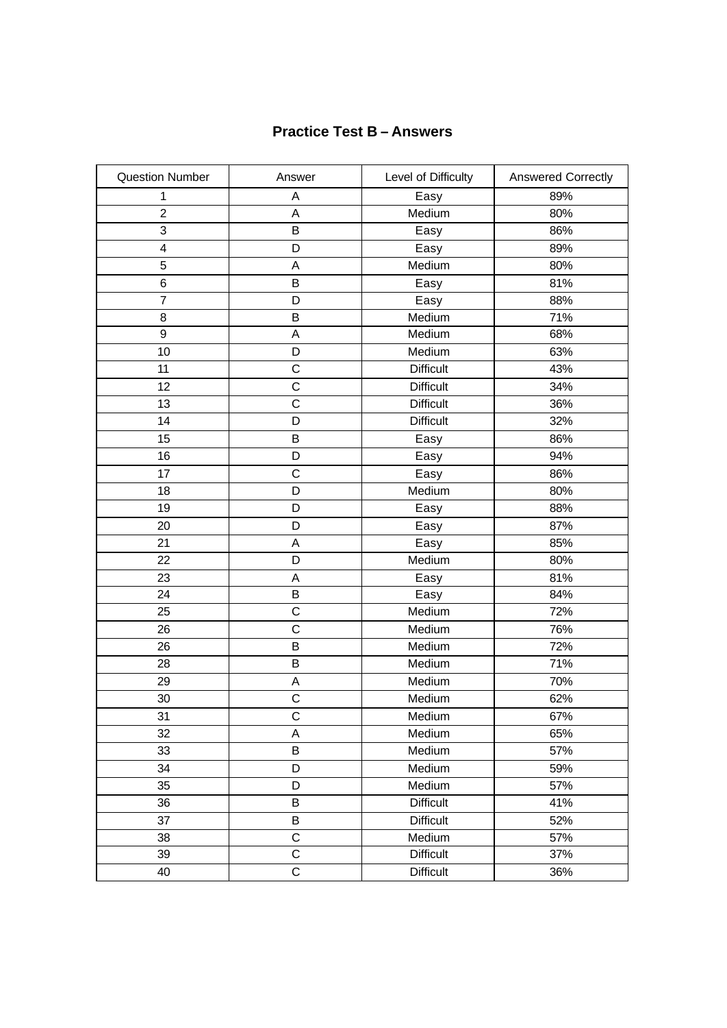# Practice Test B – Answers

| Question Number | Answer | Level of Difficulty | Answered Correctly |
|---|---|---|---|
| 1 | A | Easy | 89% |
| 2 | A | Medium | 80% |
| 3 | B | Easy | 86% |
| 4 | D | Easy | 89% |
| 5 | A | Medium | 80% |
| 6 | B | Easy | 81% |
| 7 | D | Easy | 88% |
| 8 | B | Medium | 71% |
| 9 | A | Medium | 68% |
| 10 | D | Medium | 63% |
| 11 | C | Difficult | 43% |
| 12 | C | Difficult | 34% |
| 13 | C | Difficult | 36% |
| 14 | D | Difficult | 32% |
| 15 | B | Easy | 86% |
| 16 | D | Easy | 94% |
| 17 | C | Easy | 86% |
| 18 | D | Medium | 80% |
| 19 | D | Easy | 88% |
| 20 | D | Easy | 87% |
| 21 | A | Easy | 85% |
| 22 | D | Medium | 80% |
| 23 | A | Easy | 81% |
| 24 | B | Easy | 84% |
| 25 | C | Medium | 72% |
| 26 | C | Medium | 76% |
| 26 | B | Medium | 72% |
| 28 | B | Medium | 71% |
| 29 | A | Medium | 70% |
| 30 | C | Medium | 62% |
| 31 | C | Medium | 67% |
| 32 | A | Medium | 65% |
| 33 | B | Medium | 57% |
| 34 | D | Medium | 59% |
| 35 | D | Medium | 57% |
| 36 | B | Difficult | 41% |
| 37 | B | Difficult | 52% |
| 38 | C | Medium | 57% |
| 39 | C | Difficult | 37% |
| 40 | C | Difficult | 36% |